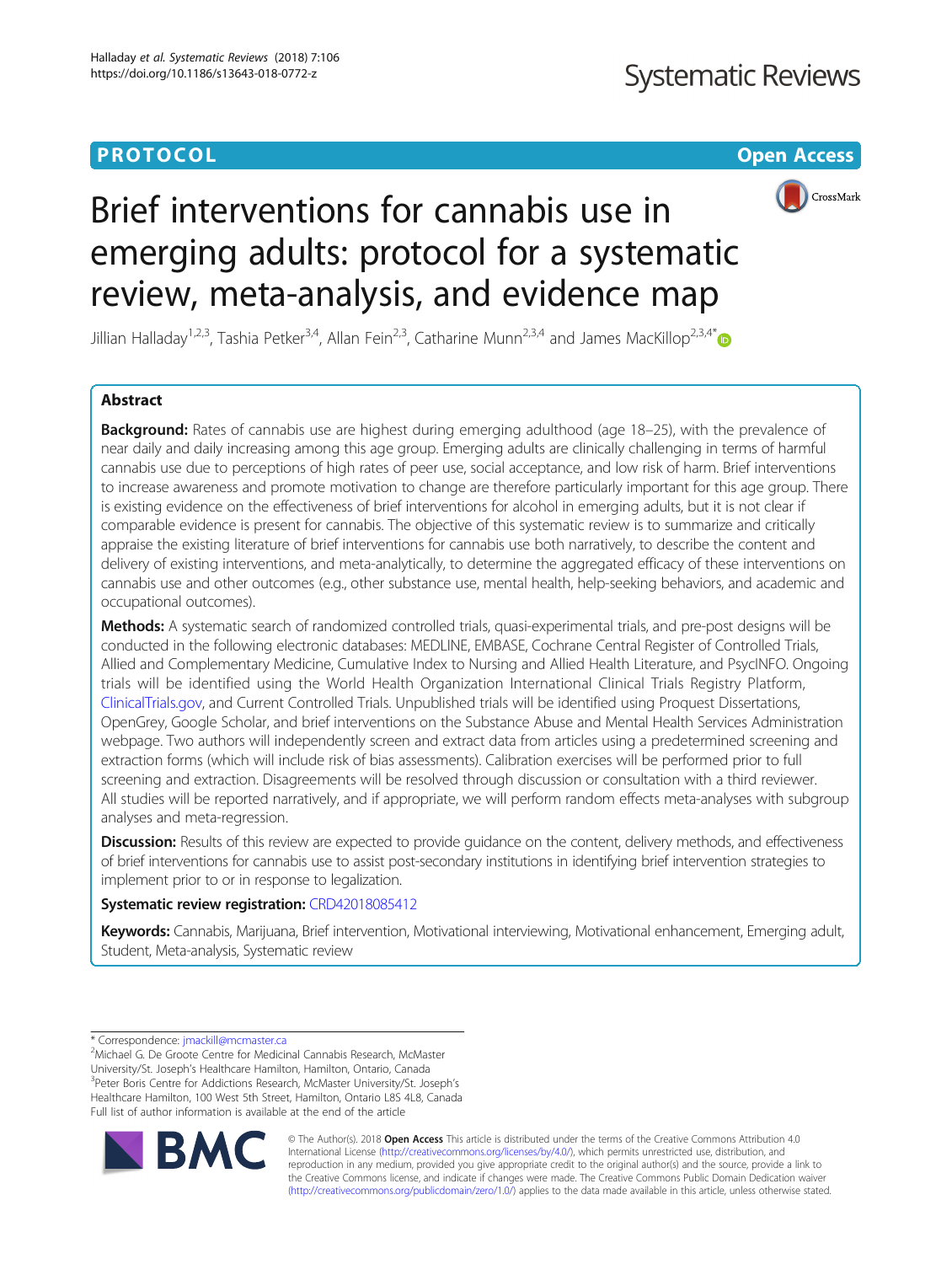**PROTOCOL** **Open Access**

# Brief interventions for cannabis use in emerging adults: protocol for a systematic review, meta-analysis, and evidence map

Jillian Halladay[1,2,3], Tashia Petker[3,4], Allan Fein[2,3], Catharine Munn[2,3,4] and James MacKillop[2,3,4*]

## Abstract

**Background:** Rates of cannabis use are highest during emerging adulthood (age 18–25), with the prevalence of near daily and daily increasing among this age group. Emerging adults are clinically challenging in terms of harmful cannabis use due to perceptions of high rates of peer use, social acceptance, and low risk of harm. Brief interventions to increase awareness and promote motivation to change are therefore particularly important for this age group. There is existing evidence on the effectiveness of brief interventions for alcohol in emerging adults, but it is not clear if comparable evidence is present for cannabis. The objective of this systematic review is to summarize and critically appraise the existing literature of brief interventions for cannabis use both narratively, to describe the content and delivery of existing interventions, and meta-analytically, to determine the aggregated efficacy of these interventions on cannabis use and other outcomes (e.g., other substance use, mental health, help-seeking behaviors, and academic and occupational outcomes).

**Methods:** A systematic search of randomized controlled trials, quasi-experimental trials, and pre-post designs will be conducted in the following electronic databases: MEDLINE, EMBASE, Cochrane Central Register of Controlled Trials, Allied and Complementary Medicine, Cumulative Index to Nursing and Allied Health Literature, and PsycINFO. Ongoing trials will be identified using the World Health Organization International Clinical Trials Registry Platform, ClinicalTrials.gov, and Current Controlled Trials. Unpublished trials will be identified using Proquest Dissertations, OpenGrey, Google Scholar, and brief interventions on the Substance Abuse and Mental Health Services Administration webpage. Two authors will independently screen and extract data from articles using a predetermined screening and extraction forms (which will include risk of bias assessments). Calibration exercises will be performed prior to full screening and extraction. Disagreements will be resolved through discussion or consultation with a third reviewer. All studies will be reported narratively, and if appropriate, we will perform random effects meta-analyses with subgroup analyses and meta-regression.

**Discussion:** Results of this review are expected to provide guidance on the content, delivery methods, and effectiveness of brief interventions for cannabis use to assist post-secondary institutions in identifying brief intervention strategies to implement prior to or in response to legalization.

**Systematic review registration:** CRD42018085412

**Keywords:** Cannabis, Marijuana, Brief intervention, Motivational interviewing, Motivational enhancement, Emerging adult, Student, Meta-analysis, Systematic review

\* Correspondence: jmackill@mcmaster.ca
[2]Michael G. De Groote Centre for Medicinal Cannabis Research, McMaster University/St. Joseph's Healthcare Hamilton, Hamilton, Ontario, Canada
[3]Peter Boris Centre for Addictions Research, McMaster University/St. Joseph's Healthcare Hamilton, 100 West 5th Street, Hamilton, Ontario L8S 4L8, Canada
Full list of author information is available at the end of the article

© The Author(s). 2018 **Open Access** This article is distributed under the terms of the Creative Commons Attribution 4.0 International License (http://creativecommons.org/licenses/by/4.0/), which permits unrestricted use, distribution, and reproduction in any medium, provided you give appropriate credit to the original author(s) and the source, provide a link to the Creative Commons license, and indicate if changes were made. The Creative Commons Public Domain Dedication waiver (http://creativecommons.org/publicdomain/zero/1.0/) applies to the data made available in this article, unless otherwise stated.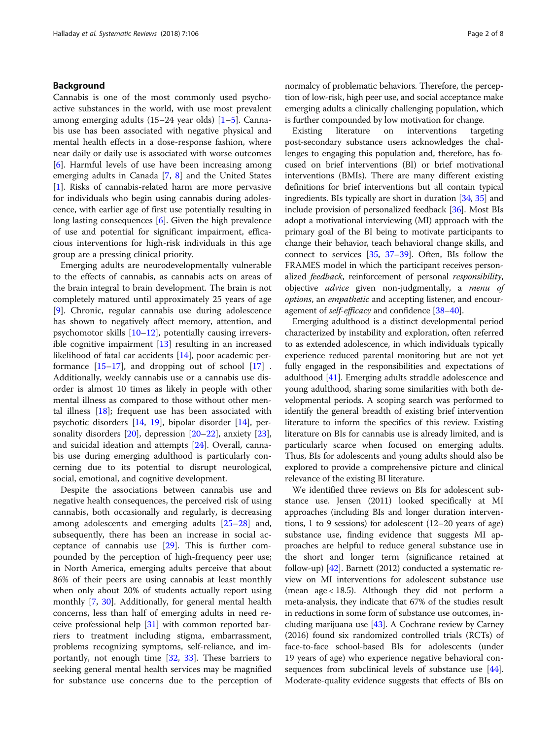## Background

Cannabis is one of the most commonly used psychoactive substances in the world, with use most prevalent among emerging adults (15–24 year olds) [1–5]. Cannabis use has been associated with negative physical and mental health effects in a dose-response fashion, where near daily or daily use is associated with worse outcomes [6]. Harmful levels of use have been increasing among emerging adults in Canada [7, 8] and the United States [1]. Risks of cannabis-related harm are more pervasive for individuals who begin using cannabis during adolescence, with earlier age of first use potentially resulting in long lasting consequences [6]. Given the high prevalence of use and potential for significant impairment, efficacious interventions for high-risk individuals in this age group are a pressing clinical priority.

Emerging adults are neurodevelopmentally vulnerable to the effects of cannabis, as cannabis acts on areas of the brain integral to brain development. The brain is not completely matured until approximately 25 years of age [9]. Chronic, regular cannabis use during adolescence has shown to negatively affect memory, attention, and psychomotor skills [10–12], potentially causing irreversible cognitive impairment [13] resulting in an increased likelihood of fatal car accidents [14], poor academic performance [15–17], and dropping out of school [17] . Additionally, weekly cannabis use or a cannabis use disorder is almost 10 times as likely in people with other mental illness as compared to those without other mental illness [18]; frequent use has been associated with psychotic disorders [14, 19], bipolar disorder [14], personality disorders [20], depression [20–22], anxiety [23], and suicidal ideation and attempts [24]. Overall, cannabis use during emerging adulthood is particularly concerning due to its potential to disrupt neurological, social, emotional, and cognitive development.

Despite the associations between cannabis use and negative health consequences, the perceived risk of using cannabis, both occasionally and regularly, is decreasing among adolescents and emerging adults [25–28] and, subsequently, there has been an increase in social acceptance of cannabis use [29]. This is further compounded by the perception of high-frequency peer use; in North America, emerging adults perceive that about 86% of their peers are using cannabis at least monthly when only about 20% of students actually report using monthly [7, 30]. Additionally, for general mental health concerns, less than half of emerging adults in need receive professional help [31] with common reported barriers to treatment including stigma, embarrassment, problems recognizing symptoms, self-reliance, and importantly, not enough time [32, 33]. These barriers to seeking general mental health services may be magnified for substance use concerns due to the perception of normalcy of problematic behaviors. Therefore, the perception of low-risk, high peer use, and social acceptance make emerging adults a clinically challenging population, which is further compounded by low motivation for change.

Existing literature on interventions targeting post-secondary substance users acknowledges the challenges to engaging this population and, therefore, has focused on brief interventions (BI) or brief motivational interventions (BMIs). There are many different existing definitions for brief interventions but all contain typical ingredients. BIs typically are short in duration [34, 35] and include provision of personalized feedback [36]. Most BIs adopt a motivational interviewing (MI) approach with the primary goal of the BI being to motivate participants to change their behavior, teach behavioral change skills, and connect to services [35, 37–39]. Often, BIs follow the FRAMES model in which the participant receives personalized *feedback*, reinforcement of personal *responsibility*, objective *advice* given non-judgmentally, a *menu of options*, an *empathetic* and accepting listener, and encouragement of *self-efficacy* and confidence [38–40].

Emerging adulthood is a distinct developmental period characterized by instability and exploration, often referred to as extended adolescence, in which individuals typically experience reduced parental monitoring but are not yet fully engaged in the responsibilities and expectations of adulthood [41]. Emerging adults straddle adolescence and young adulthood, sharing some similarities with both developmental periods. A scoping search was performed to identify the general breadth of existing brief intervention literature to inform the specifics of this review. Existing literature on BIs for cannabis use is already limited, and is particularly scarce when focused on emerging adults. Thus, BIs for adolescents and young adults should also be explored to provide a comprehensive picture and clinical relevance of the existing BI literature.

We identified three reviews on BIs for adolescent substance use. Jensen (2011) looked specifically at MI approaches (including BIs and longer duration interventions, 1 to 9 sessions) for adolescent (12–20 years of age) substance use, finding evidence that suggests MI approaches are helpful to reduce general substance use in the short and longer term (significance retained at follow-up) [42]. Barnett (2012) conducted a systematic review on MI interventions for adolescent substance use (mean age < 18.5). Although they did not perform a meta-analysis, they indicate that 67% of the studies result in reductions in some form of substance use outcomes, including marijuana use [43]. A Cochrane review by Carney (2016) found six randomized controlled trials (RCTs) of face-to-face school-based BIs for adolescents (under 19 years of age) who experience negative behavioral consequences from subclinical levels of substance use [44]. Moderate-quality evidence suggests that effects of BIs on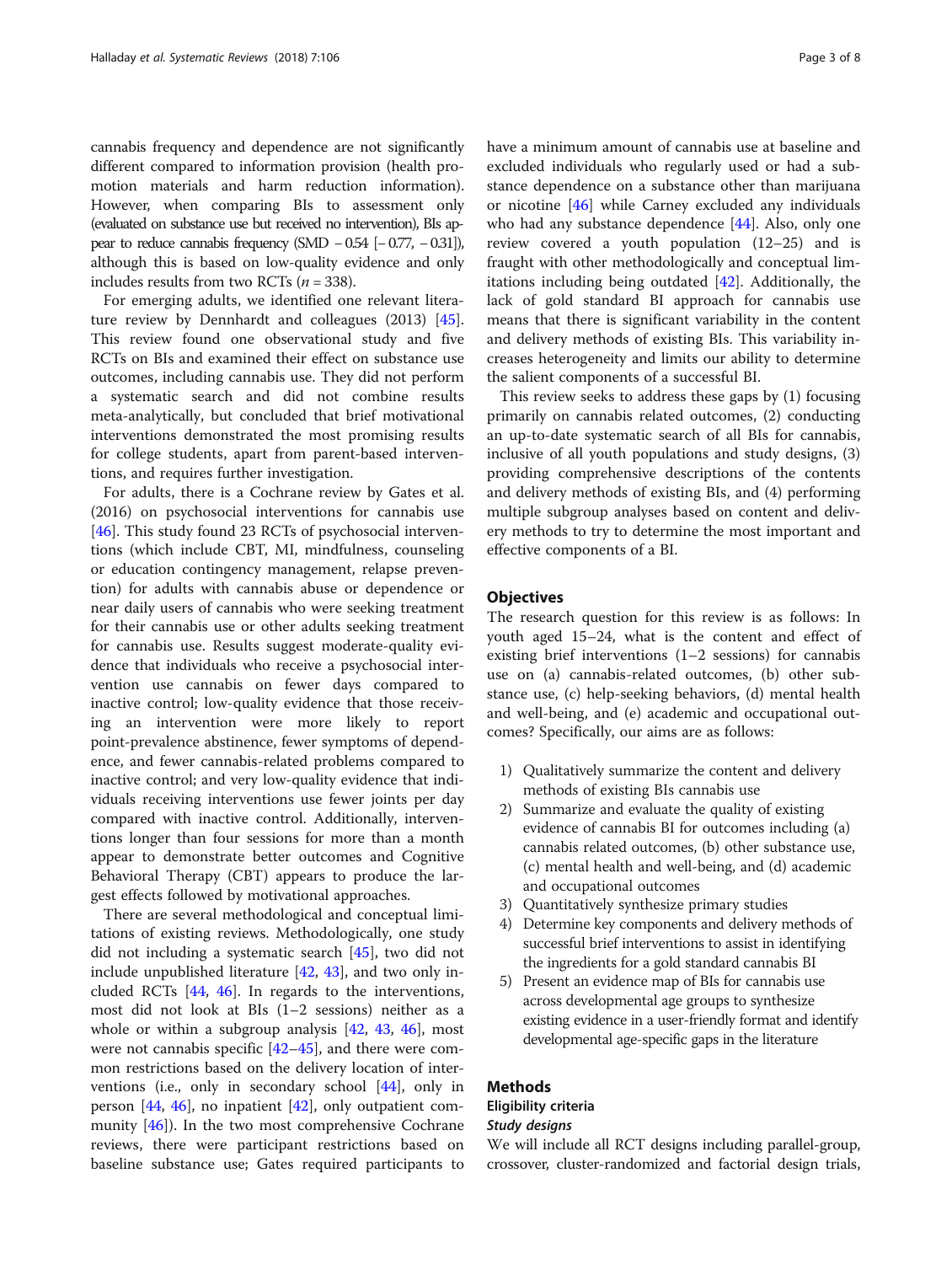cannabis frequency and dependence are not significantly different compared to information provision (health promotion materials and harm reduction information). However, when comparing BIs to assessment only (evaluated on substance use but received no intervention), BIs appear to reduce cannabis frequency (SMD −0.54 [−0.77, −0.31]), although this is based on low-quality evidence and only includes results from two RCTs ($n = 338$).

For emerging adults, we identified one relevant literature review by Dennhardt and colleagues (2013) [45]. This review found one observational study and five RCTs on BIs and examined their effect on substance use outcomes, including cannabis use. They did not perform a systematic search and did not combine results meta-analytically, but concluded that brief motivational interventions demonstrated the most promising results for college students, apart from parent-based interventions, and requires further investigation.

For adults, there is a Cochrane review by Gates et al. (2016) on psychosocial interventions for cannabis use [46]. This study found 23 RCTs of psychosocial interventions (which include CBT, MI, mindfulness, counseling or education contingency management, relapse prevention) for adults with cannabis abuse or dependence or near daily users of cannabis who were seeking treatment for their cannabis use or other adults seeking treatment for cannabis use. Results suggest moderate-quality evidence that individuals who receive a psychosocial intervention use cannabis on fewer days compared to inactive control; low-quality evidence that those receiving an intervention were more likely to report point-prevalence abstinence, fewer symptoms of dependence, and fewer cannabis-related problems compared to inactive control; and very low-quality evidence that individuals receiving interventions use fewer joints per day compared with inactive control. Additionally, interventions longer than four sessions for more than a month appear to demonstrate better outcomes and Cognitive Behavioral Therapy (CBT) appears to produce the largest effects followed by motivational approaches.

There are several methodological and conceptual limitations of existing reviews. Methodologically, one study did not including a systematic search [45], two did not include unpublished literature [42, 43], and two only included RCTs [44, 46]. In regards to the interventions, most did not look at BIs (1–2 sessions) neither as a whole or within a subgroup analysis [42, 43, 46], most were not cannabis specific [42–45], and there were common restrictions based on the delivery location of interventions (i.e., only in secondary school [44], only in person [44, 46], no inpatient [42], only outpatient community [46]). In the two most comprehensive Cochrane reviews, there were participant restrictions based on baseline substance use; Gates required participants to have a minimum amount of cannabis use at baseline and excluded individuals who regularly used or had a substance dependence on a substance other than marijuana or nicotine [46] while Carney excluded any individuals who had any substance dependence [44]. Also, only one review covered a youth population (12–25) and is fraught with other methodologically and conceptual limitations including being outdated [42]. Additionally, the lack of gold standard BI approach for cannabis use means that there is significant variability in the content and delivery methods of existing BIs. This variability increases heterogeneity and limits our ability to determine the salient components of a successful BI.

This review seeks to address these gaps by (1) focusing primarily on cannabis related outcomes, (2) conducting an up-to-date systematic search of all BIs for cannabis, inclusive of all youth populations and study designs, (3) providing comprehensive descriptions of the contents and delivery methods of existing BIs, and (4) performing multiple subgroup analyses based on content and delivery methods to try to determine the most important and effective components of a BI.

## Objectives

The research question for this review is as follows: In youth aged 15–24, what is the content and effect of existing brief interventions (1–2 sessions) for cannabis use on (a) cannabis-related outcomes, (b) other substance use, (c) help-seeking behaviors, (d) mental health and well-being, and (e) academic and occupational outcomes? Specifically, our aims are as follows:

1) Qualitatively summarize the content and delivery methods of existing BIs cannabis use
2) Summarize and evaluate the quality of existing evidence of cannabis BI for outcomes including (a) cannabis related outcomes, (b) other substance use, (c) mental health and well-being, and (d) academic and occupational outcomes
3) Quantitatively synthesize primary studies
4) Determine key components and delivery methods of successful brief interventions to assist in identifying the ingredients for a gold standard cannabis BI
5) Present an evidence map of BIs for cannabis use across developmental age groups to synthesize existing evidence in a user-friendly format and identify developmental age-specific gaps in the literature

## Methods

### Eligibility criteria

#### *Study designs*

We will include all RCT designs including parallel-group, crossover, cluster-randomized and factorial design trials,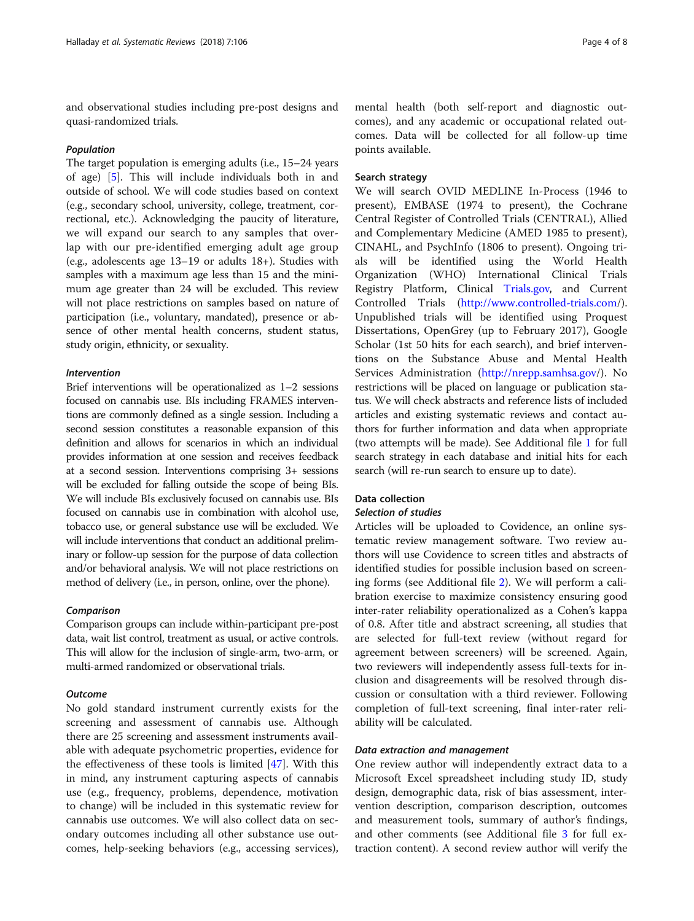and observational studies including pre-post designs and quasi-randomized trials.

#### Population

The target population is emerging adults (i.e., 15–24 years of age) [5]. This will include individuals both in and outside of school. We will code studies based on context (e.g., secondary school, university, college, treatment, correctional, etc.). Acknowledging the paucity of literature, we will expand our search to any samples that overlap with our pre-identified emerging adult age group (e.g., adolescents age 13–19 or adults 18+). Studies with samples with a maximum age less than 15 and the minimum age greater than 24 will be excluded. This review will not place restrictions on samples based on nature of participation (i.e., voluntary, mandated), presence or absence of other mental health concerns, student status, study origin, ethnicity, or sexuality.

#### Intervention

Brief interventions will be operationalized as 1–2 sessions focused on cannabis use. BIs including FRAMES interventions are commonly defined as a single session. Including a second session constitutes a reasonable expansion of this definition and allows for scenarios in which an individual provides information at one session and receives feedback at a second session. Interventions comprising 3+ sessions will be excluded for falling outside the scope of being BIs. We will include BIs exclusively focused on cannabis use. BIs focused on cannabis use in combination with alcohol use, tobacco use, or general substance use will be excluded. We will include interventions that conduct an additional preliminary or follow-up session for the purpose of data collection and/or behavioral analysis. We will not place restrictions on method of delivery (i.e., in person, online, over the phone).

#### Comparison

Comparison groups can include within-participant pre-post data, wait list control, treatment as usual, or active controls. This will allow for the inclusion of single-arm, two-arm, or multi-armed randomized or observational trials.

#### Outcome

No gold standard instrument currently exists for the screening and assessment of cannabis use. Although there are 25 screening and assessment instruments available with adequate psychometric properties, evidence for the effectiveness of these tools is limited [47]. With this in mind, any instrument capturing aspects of cannabis use (e.g., frequency, problems, dependence, motivation to change) will be included in this systematic review for cannabis use outcomes. We will also collect data on secondary outcomes including all other substance use outcomes, help-seeking behaviors (e.g., accessing services), mental health (both self-report and diagnostic outcomes), and any academic or occupational related outcomes. Data will be collected for all follow-up time points available.

### Search strategy

We will search OVID MEDLINE In-Process (1946 to present), EMBASE (1974 to present), the Cochrane Central Register of Controlled Trials (CENTRAL), Allied and Complementary Medicine (AMED 1985 to present), CINAHL, and PsychInfo (1806 to present). Ongoing trials will be identified using the World Health Organization (WHO) International Clinical Trials Registry Platform, Clinical Trials.gov, and Current Controlled Trials (http://www.controlled-trials.com/). Unpublished trials will be identified using Proquest Dissertations, OpenGrey (up to February 2017), Google Scholar (1st 50 hits for each search), and brief interventions on the Substance Abuse and Mental Health Services Administration (http://nrepp.samhsa.gov/). No restrictions will be placed on language or publication status. We will check abstracts and reference lists of included articles and existing systematic reviews and contact authors for further information and data when appropriate (two attempts will be made). See Additional file 1 for full search strategy in each database and initial hits for each search (will re-run search to ensure up to date).

### Data collection

#### Selection of studies

Articles will be uploaded to Covidence, an online systematic review management software. Two review authors will use Covidence to screen titles and abstracts of identified studies for possible inclusion based on screening forms (see Additional file 2). We will perform a calibration exercise to maximize consistency ensuring good inter-rater reliability operationalized as a Cohen's kappa of 0.8. After title and abstract screening, all studies that are selected for full-text review (without regard for agreement between screeners) will be screened. Again, two reviewers will independently assess full-texts for inclusion and disagreements will be resolved through discussion or consultation with a third reviewer. Following completion of full-text screening, final inter-rater reliability will be calculated.

#### Data extraction and management

One review author will independently extract data to a Microsoft Excel spreadsheet including study ID, study design, demographic data, risk of bias assessment, intervention description, comparison description, outcomes and measurement tools, summary of author's findings, and other comments (see Additional file 3 for full extraction content). A second review author will verify the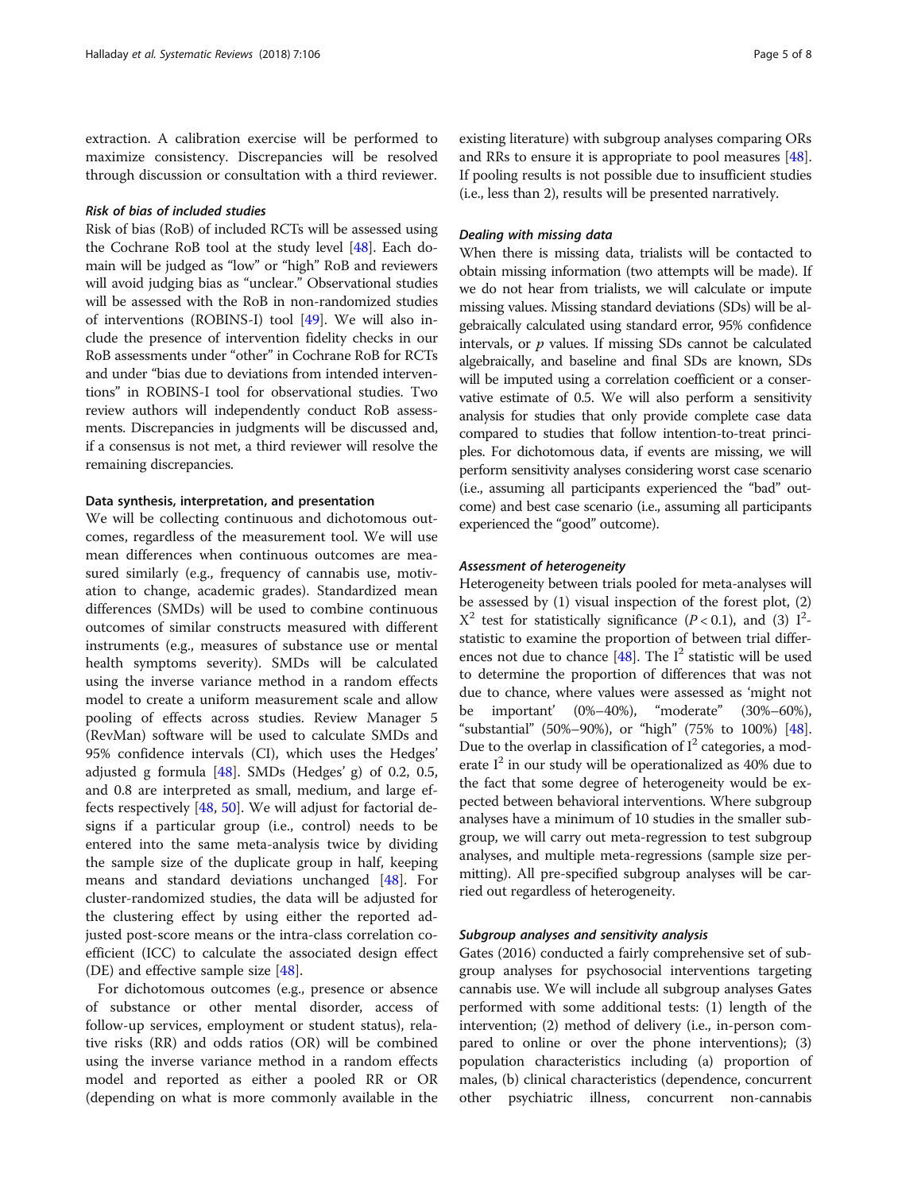extraction. A calibration exercise will be performed to maximize consistency. Discrepancies will be resolved through discussion or consultation with a third reviewer.

#### *Risk of bias of included studies*

Risk of bias (RoB) of included RCTs will be assessed using the Cochrane RoB tool at the study level [48]. Each domain will be judged as "low" or "high" RoB and reviewers will avoid judging bias as "unclear." Observational studies will be assessed with the RoB in non-randomized studies of interventions (ROBINS-I) tool [49]. We will also include the presence of intervention fidelity checks in our RoB assessments under "other" in Cochrane RoB for RCTs and under "bias due to deviations from intended interventions" in ROBINS-I tool for observational studies. Two review authors will independently conduct RoB assessments. Discrepancies in judgments will be discussed and, if a consensus is not met, a third reviewer will resolve the remaining discrepancies.

### Data synthesis, interpretation, and presentation

We will be collecting continuous and dichotomous outcomes, regardless of the measurement tool. We will use mean differences when continuous outcomes are measured similarly (e.g., frequency of cannabis use, motivation to change, academic grades). Standardized mean differences (SMDs) will be used to combine continuous outcomes of similar constructs measured with different instruments (e.g., measures of substance use or mental health symptoms severity). SMDs will be calculated using the inverse variance method in a random effects model to create a uniform measurement scale and allow pooling of effects across studies. Review Manager 5 (RevMan) software will be used to calculate SMDs and 95% confidence intervals (CI), which uses the Hedges' adjusted g formula [48]. SMDs (Hedges' g) of 0.2, 0.5, and 0.8 are interpreted as small, medium, and large effects respectively [48, 50]. We will adjust for factorial designs if a particular group (i.e., control) needs to be entered into the same meta-analysis twice by dividing the sample size of the duplicate group in half, keeping means and standard deviations unchanged [48]. For cluster-randomized studies, the data will be adjusted for the clustering effect by using either the reported adjusted post-score means or the intra-class correlation coefficient (ICC) to calculate the associated design effect (DE) and effective sample size [48].

For dichotomous outcomes (e.g., presence or absence of substance or other mental disorder, access of follow-up services, employment or student status), relative risks (RR) and odds ratios (OR) will be combined using the inverse variance method in a random effects model and reported as either a pooled RR or OR (depending on what is more commonly available in the existing literature) with subgroup analyses comparing ORs and RRs to ensure it is appropriate to pool measures [48]. If pooling results is not possible due to insufficient studies (i.e., less than 2), results will be presented narratively.

#### *Dealing with missing data*

When there is missing data, trialists will be contacted to obtain missing information (two attempts will be made). If we do not hear from trialists, we will calculate or impute missing values. Missing standard deviations (SDs) will be algebraically calculated using standard error, 95% confidence intervals, or $p$ values. If missing SDs cannot be calculated algebraically, and baseline and final SDs are known, SDs will be imputed using a correlation coefficient or a conservative estimate of 0.5. We will also perform a sensitivity analysis for studies that only provide complete case data compared to studies that follow intention-to-treat principles. For dichotomous data, if events are missing, we will perform sensitivity analyses considering worst case scenario (i.e., assuming all participants experienced the "bad" outcome) and best case scenario (i.e., assuming all participants experienced the "good" outcome).

#### *Assessment of heterogeneity*

Heterogeneity between trials pooled for meta-analyses will be assessed by (1) visual inspection of the forest plot, (2) $X^2$ test for statistically significance ($P < 0.1$), and (3) $I^2$-statistic to examine the proportion of between trial differences not due to chance [48]. The $I^2$ statistic will be used to determine the proportion of differences that was not due to chance, where values were assessed as 'might not be important' (0%–40%), "moderate" (30%–60%), "substantial" (50%–90%), or "high" (75% to 100%) [48]. Due to the overlap in classification of $I^2$ categories, a moderate $I^2$ in our study will be operationalized as 40% due to the fact that some degree of heterogeneity would be expected between behavioral interventions. Where subgroup analyses have a minimum of 10 studies in the smaller subgroup, we will carry out meta-regression to test subgroup analyses, and multiple meta-regressions (sample size permitting). All pre-specified subgroup analyses will be carried out regardless of heterogeneity.

#### *Subgroup analyses and sensitivity analysis*

Gates (2016) conducted a fairly comprehensive set of subgroup analyses for psychosocial interventions targeting cannabis use. We will include all subgroup analyses Gates performed with some additional tests: (1) length of the intervention; (2) method of delivery (i.e., in-person compared to online or over the phone interventions); (3) population characteristics including (a) proportion of males, (b) clinical characteristics (dependence, concurrent other psychiatric illness, concurrent non-cannabis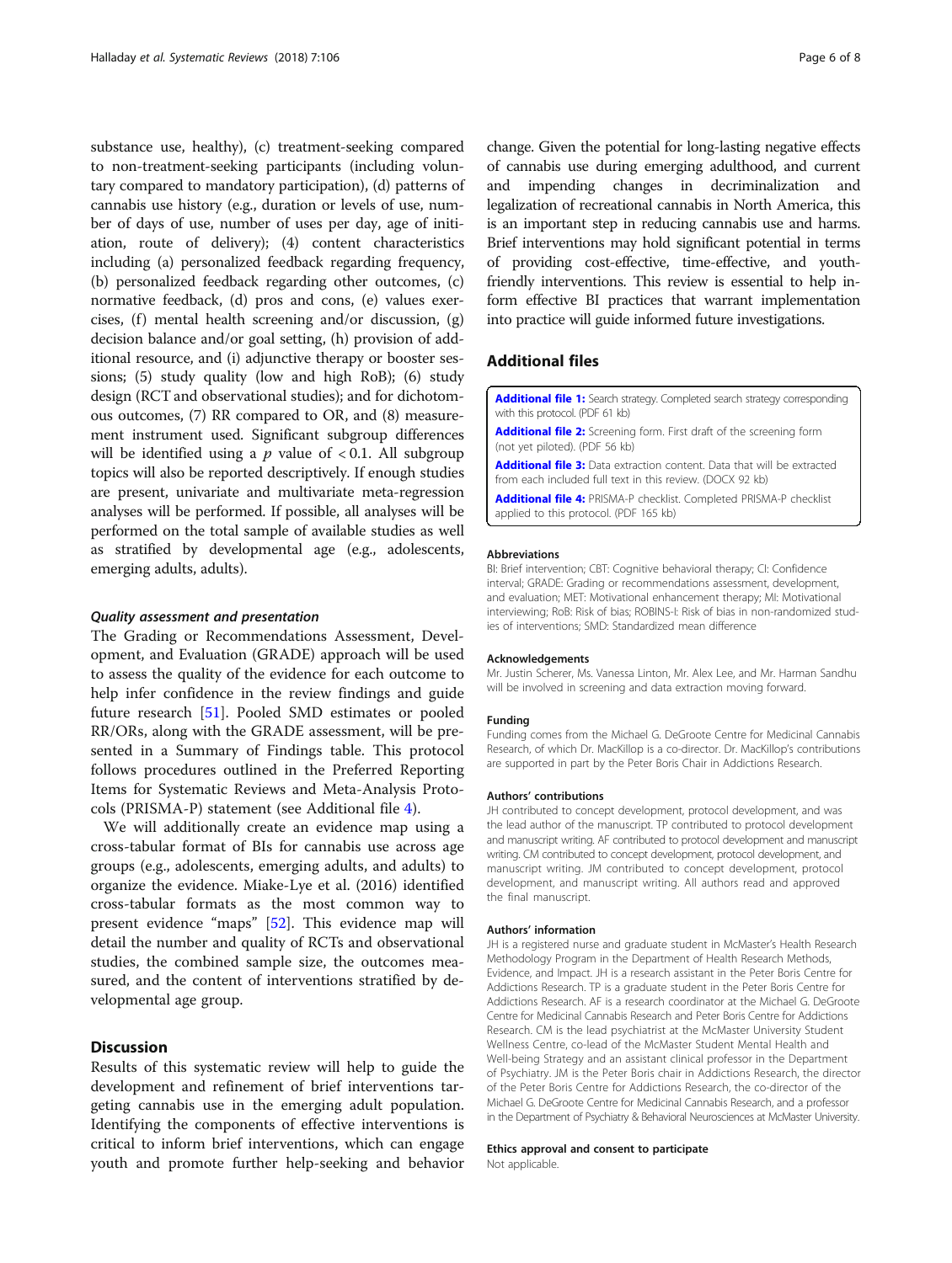substance use, healthy), (c) treatment-seeking compared to non-treatment-seeking participants (including voluntary compared to mandatory participation), (d) patterns of cannabis use history (e.g., duration or levels of use, number of days of use, number of uses per day, age of initiation, route of delivery); (4) content characteristics including (a) personalized feedback regarding frequency, (b) personalized feedback regarding other outcomes, (c) normative feedback, (d) pros and cons, (e) values exercises, (f) mental health screening and/or discussion, (g) decision balance and/or goal setting, (h) provision of additional resource, and (i) adjunctive therapy or booster sessions; (5) study quality (low and high RoB); (6) study design (RCT and observational studies); and for dichotomous outcomes, (7) RR compared to OR, and (8) measurement instrument used. Significant subgroup differences will be identified using a $p$ value of $< 0.1$. All subgroup topics will also be reported descriptively. If enough studies are present, univariate and multivariate meta-regression analyses will be performed. If possible, all analyses will be performed on the total sample of available studies as well as stratified by developmental age (e.g., adolescents, emerging adults, adults).

### *Quality assessment and presentation*

The Grading or Recommendations Assessment, Development, and Evaluation (GRADE) approach will be used to assess the quality of the evidence for each outcome to help infer confidence in the review findings and guide future research [51]. Pooled SMD estimates or pooled RR/ORs, along with the GRADE assessment, will be presented in a Summary of Findings table. This protocol follows procedures outlined in the Preferred Reporting Items for Systematic Reviews and Meta-Analysis Protocols (PRISMA-P) statement (see Additional file 4).

We will additionally create an evidence map using a cross-tabular format of BIs for cannabis use across age groups (e.g., adolescents, emerging adults, and adults) to organize the evidence. Miake-Lye et al. (2016) identified cross-tabular formats as the most common way to present evidence "maps" [52]. This evidence map will detail the number and quality of RCTs and observational studies, the combined sample size, the outcomes measured, and the content of interventions stratified by developmental age group.

## Discussion

Results of this systematic review will help to guide the development and refinement of brief interventions targeting cannabis use in the emerging adult population. Identifying the components of effective interventions is critical to inform brief interventions, which can engage youth and promote further help-seeking and behavior change. Given the potential for long-lasting negative effects of cannabis use during emerging adulthood, and current and impending changes in decriminalization and legalization of recreational cannabis in North America, this is an important step in reducing cannabis use and harms. Brief interventions may hold significant potential in terms of providing cost-effective, time-effective, and youth-friendly interventions. This review is essential to help inform effective BI practices that warrant implementation into practice will guide informed future investigations.

## Additional files

**Additional file 1:** Search strategy. Completed search strategy corresponding with this protocol. (PDF 61 kb)

**Additional file 2:** Screening form. First draft of the screening form (not yet piloted). (PDF 56 kb)

**Additional file 3:** Data extraction content. Data that will be extracted from each included full text in this review. (DOCX 92 kb)

**Additional file 4:** PRISMA-P checklist. Completed PRISMA-P checklist applied to this protocol. (PDF 165 kb)

### Abbreviations

BI: Brief intervention; CBT: Cognitive behavioral therapy; CI: Confidence interval; GRADE: Grading or recommendations assessment, development, and evaluation; MET: Motivational enhancement therapy; MI: Motivational interviewing; RoB: Risk of bias; ROBINS-I: Risk of bias in non-randomized studies of interventions; SMD: Standardized mean difference

### Acknowledgements

Mr. Justin Scherer, Ms. Vanessa Linton, Mr. Alex Lee, and Mr. Harman Sandhu will be involved in screening and data extraction moving forward.

### Funding

Funding comes from the Michael G. DeGroote Centre for Medicinal Cannabis Research, of which Dr. MacKillop is a co-director. Dr. MacKillop's contributions are supported in part by the Peter Boris Chair in Addictions Research.

### Authors' contributions

JH contributed to concept development, protocol development, and was the lead author of the manuscript. TP contributed to protocol development and manuscript writing. AF contributed to protocol development and manuscript writing. CM contributed to concept development, protocol development, and manuscript writing. JM contributed to concept development, protocol development, and manuscript writing. All authors read and approved the final manuscript.

### Authors' information

JH is a registered nurse and graduate student in McMaster's Health Research Methodology Program in the Department of Health Research Methods, Evidence, and Impact. JH is a research assistant in the Peter Boris Centre for Addictions Research. TP is a graduate student in the Peter Boris Centre for Addictions Research. AF is a research coordinator at the Michael G. DeGroote Centre for Medicinal Cannabis Research and Peter Boris Centre for Addictions Research. CM is the lead psychiatrist at the McMaster University Student Wellness Centre, co-lead of the McMaster Student Mental Health and Well-being Strategy and an assistant clinical professor in the Department of Psychiatry. JM is the Peter Boris chair in Addictions Research, the director of the Peter Boris Centre for Addictions Research, the co-director of the Michael G. DeGroote Centre for Medicinal Cannabis Research, and a professor in the Department of Psychiatry & Behavioral Neurosciences at McMaster University.

### Ethics approval and consent to participate

Not applicable.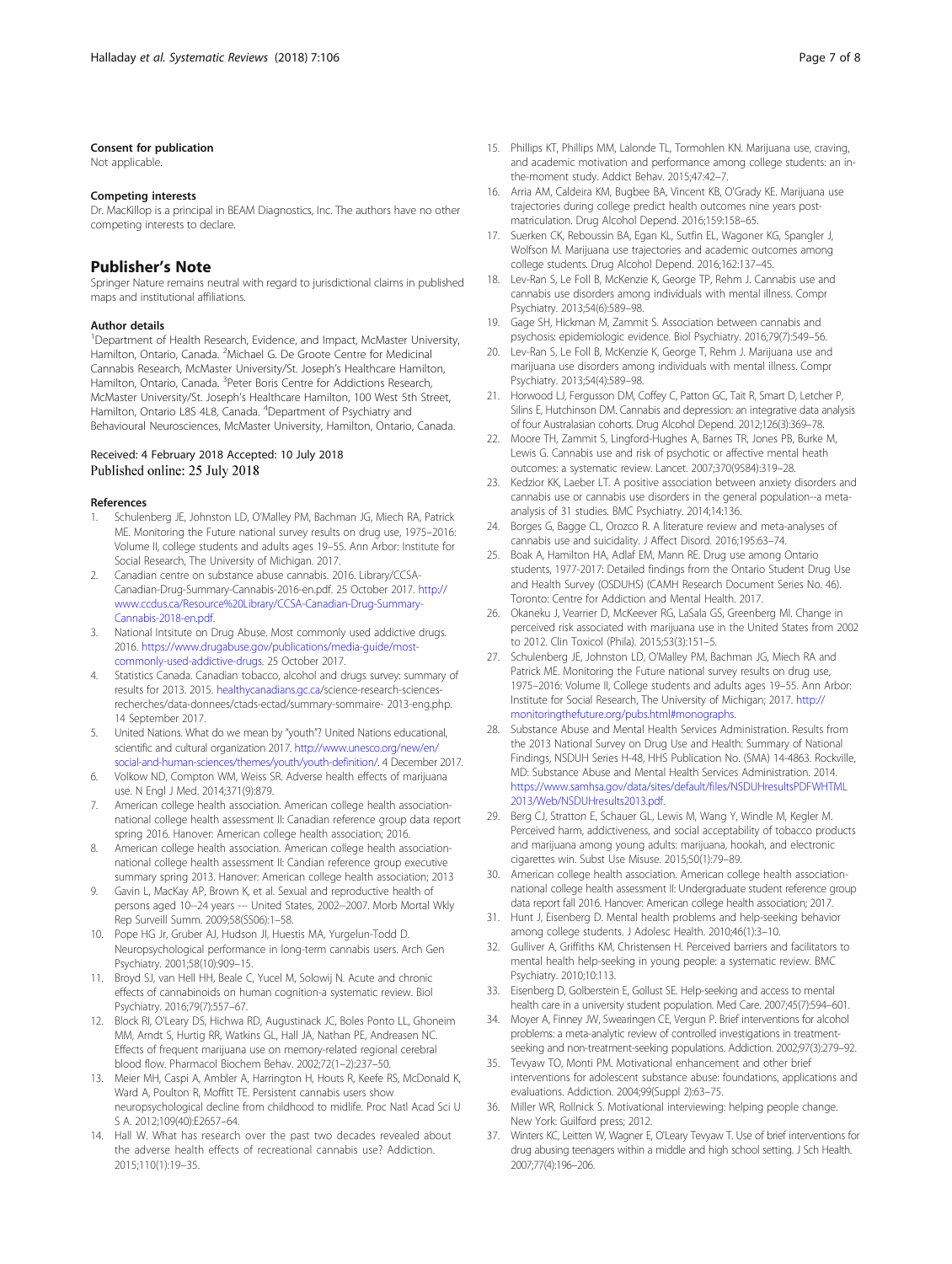### Consent for publication

Not applicable.

### Competing interests

Dr. MacKillop is a principal in BEAM Diagnostics, Inc. The authors have no other competing interests to declare.

## Publisher's Note

Springer Nature remains neutral with regard to jurisdictional claims in published maps and institutional affiliations.

### Author details

[1]Department of Health Research, Evidence, and Impact, McMaster University, Hamilton, Ontario, Canada. [2]Michael G. De Groote Centre for Medicinal Cannabis Research, McMaster University/St. Joseph's Healthcare Hamilton, Hamilton, Ontario, Canada. [3]Peter Boris Centre for Addictions Research, McMaster University/St. Joseph's Healthcare Hamilton, 100 West 5th Street, Hamilton, Ontario L8S 4L8, Canada. [4]Department of Psychiatry and Behavioural Neurosciences, McMaster University, Hamilton, Ontario, Canada.

Received: 4 February 2018 Accepted: 10 July 2018
Published online: 25 July 2018

### References

1. Schulenberg JE, Johnston LD, O'Malley PM, Bachman JG, Miech RA, Patrick ME. Monitoring the Future national survey results on drug use, 1975–2016: Volume II, college students and adults ages 19–55. Ann Arbor: Institute for Social Research, The University of Michigan. 2017.
2. Canadian centre on substance abuse cannabis. 2016. Library/CCSA-Canadian-Drug-Summary-Cannabis-2016-en.pdf. 25 October 2017. http://www.ccdus.ca/Resource%20Library/CCSA-Canadian-Drug-Summary-Cannabis-2018-en.pdf.
3. National Intsitute on Drug Abuse. Most commonly used addictive drugs. 2016. https://www.drugabuse.gov/publications/media-guide/most-commonly-used-addictive-drugs. 25 October 2017.
4. Statistics Canada. Canadian tobacco, alcohol and drugs survey: summary of results for 2013. 2015. healthycanadians.gc.ca/science-research-sciences-recherches/data-donnees/ctads-ectad/summary-sommaire- 2013-eng.php. 14 September 2017.
5. United Nations. What do we mean by "youth"? United Nations educational, scientific and cultural organization 2017. http://www.unesco.org/new/en/social-and-human-sciences/themes/youth/youth-definition/. 4 December 2017.
6. Volkow ND, Compton WM, Weiss SR. Adverse health effects of marijuana use. N Engl J Med. 2014;371(9):879.
7. American college health association. American college health association-national college health assessment II: Canadian reference group data report spring 2016. Hanover: American college health association; 2016.
8. American college health association. American college health association-national college health assessment II: Candian reference group executive summary spring 2013. Hanover: American college health association; 2013
9. Gavin L, MacKay AP, Brown K, et al. Sexual and reproductive health of persons aged 10--24 years --- United States, 2002--2007. Morb Mortal Wkly Rep Surveill Summ. 2009;58(SS06):1–58.
10. Pope HG Jr, Gruber AJ, Hudson JI, Huestis MA, Yurgelun-Todd D. Neuropsychological performance in long-term cannabis users. Arch Gen Psychiatry. 2001;58(10):909–15.
11. Broyd SJ, van Hell HH, Beale C, Yucel M, Solowij N. Acute and chronic effects of cannabinoids on human cognition-a systematic review. Biol Psychiatry. 2016;79(7):557–67.
12. Block RI, O'Leary DS, Hichwa RD, Augustinack JC, Boles Ponto LL, Ghoneim MM, Arndt S, Hurtig RR, Watkins GL, Hall JA, Nathan PE, Andreasen NC. Effects of frequent marijuana use on memory-related regional cerebral blood flow. Pharmacol Biochem Behav. 2002;72(1–2):237–50.
13. Meier MH, Caspi A, Ambler A, Harrington H, Houts R, Keefe RS, McDonald K, Ward A, Poulton R, Moffitt TE. Persistent cannabis users show neuropsychological decline from childhood to midlife. Proc Natl Acad Sci U S A. 2012;109(40):E2657–64.
14. Hall W. What has research over the past two decades revealed about the adverse health effects of recreational cannabis use? Addiction. 2015;110(1):19–35.
15. Phillips KT, Phillips MM, Lalonde TL, Tormohlen KN. Marijuana use, craving, and academic motivation and performance among college students: an in-the-moment study. Addict Behav. 2015;47:42–7.
16. Arria AM, Caldeira KM, Bugbee BA, Vincent KB, O'Grady KE. Marijuana use trajectories during college predict health outcomes nine years post-matriculation. Drug Alcohol Depend. 2016;159:158–65.
17. Suerken CK, Reboussin BA, Egan KL, Sutfin EL, Wagoner KG, Spangler J, Wolfson M. Marijuana use trajectories and academic outcomes among college students. Drug Alcohol Depend. 2016;162:137–45.
18. Lev-Ran S, Le Foll B, McKenzie K, George TP, Rehm J. Cannabis use and cannabis use disorders among individuals with mental illness. Compr Psychiatry. 2013;54(6):589–98.
19. Gage SH, Hickman M, Zammit S. Association between cannabis and psychosis: epidemiologic evidence. Biol Psychiatry. 2016;79(7):549–56.
20. Lev-Ran S, Le Foll B, McKenzie K, George T, Rehm J. Marijuana use and marijuana use disorders among individuals with mental illness. Compr Psychiatry. 2013;54(4):589–98.
21. Horwood LJ, Fergusson DM, Coffey C, Patton GC, Tait R, Smart D, Letcher P, Silins E, Hutchinson DM. Cannabis and depression: an integrative data analysis of four Australasian cohorts. Drug Alcohol Depend. 2012;126(3):369–78.
22. Moore TH, Zammit S, Lingford-Hughes A, Barnes TR, Jones PB, Burke M, Lewis G. Cannabis use and risk of psychotic or affective mental health outcomes: a systematic review. Lancet. 2007;370(9584):319–28.
23. Kedzior KK, Laeber LT. A positive association between anxiety disorders and cannabis use or cannabis use disorders in the general population--a meta-analysis of 31 studies. BMC Psychiatry. 2014;14:136.
24. Borges G, Bagge CL, Orozco R. A literature review and meta-analyses of cannabis use and suicidality. J Affect Disord. 2016;195:63–74.
25. Boak A, Hamilton HA, Adlaf EM, Mann RE. Drug use among Ontario students, 1977-2017: Detailed findings from the Ontario Student Drug Use and Health Survey (OSDUHS) (CAMH Research Document Series No. 46). Toronto: Centre for Addiction and Mental Health. 2017.
26. Okaneku J, Vearrier D, McKeever RG, LaSala GS, Greenberg MI. Change in perceived risk associated with marijuana use in the United States from 2002 to 2012. Clin Toxicol (Phila). 2015;53(3):151–5.
27. Schulenberg JE, Johnston LD, O'Malley PM, Bachman JG, Miech RA and Patrick ME. Monitoring the Future national survey results on drug use, 1975–2016: Volume II, College students and adults ages 19–55. Ann Arbor: Institute for Social Research, The University of Michigan; 2017. http://monitoringthefuture.org/pubs.html#monographs.
28. Substance Abuse and Mental Health Services Administration. Results from the 2013 National Survey on Drug Use and Health: Summary of National Findings, NSDUH Series H-48, HHS Publication No. (SMA) 14-4863. Rockville, MD: Substance Abuse and Mental Health Services Administration. 2014. https://www.samhsa.gov/data/sites/default/files/NSDUHresultsPDFWHTML2013/Web/NSDUHresults2013.pdf.
29. Berg CJ, Stratton E, Schauer GL, Lewis M, Wang Y, Windle M, Kegler M. Perceived harm, addictiveness, and social acceptability of tobacco products and marijuana among young adults: marijuana, hookah, and electronic cigarettes win. Subst Use Misuse. 2015;50(1):79–89.
30. American college health association. American college health association-national college health assessment II: Undergraduate student reference group data report fall 2016. Hanover: American college health association; 2017.
31. Hunt J, Eisenberg D. Mental health problems and help-seeking behavior among college students. J Adolesc Health. 2010;46(1):3–10.
32. Gulliver A, Griffiths KM, Christensen H. Perceived barriers and facilitators to mental health help-seeking in young people: a systematic review. BMC Psychiatry. 2010;10:113.
33. Eisenberg D, Golberstein E, Gollust SE. Help-seeking and access to mental health care in a university student population. Med Care. 2007;45(7):594–601.
34. Moyer A, Finney JW, Swearingen CE, Vergun P. Brief interventions for alcohol problems: a meta-analytic review of controlled investigations in treatment-seeking and non-treatment-seeking populations. Addiction. 2002;97(3):279–92.
35. Tevyaw TO, Monti PM. Motivational enhancement and other brief interventions for adolescent substance abuse: foundations, applications and evaluations. Addiction. 2004;99(Suppl 2):63–75.
36. Miller WR, Rollnick S. Motivational interviewing: helping people change. New York: Guilford press; 2012.
37. Winters KC, Leitten W, Wagner E, O'Leary Tevyaw T. Use of brief interventions for drug abusing teenagers within a middle and high school setting. J Sch Health. 2007;77(4):196–206.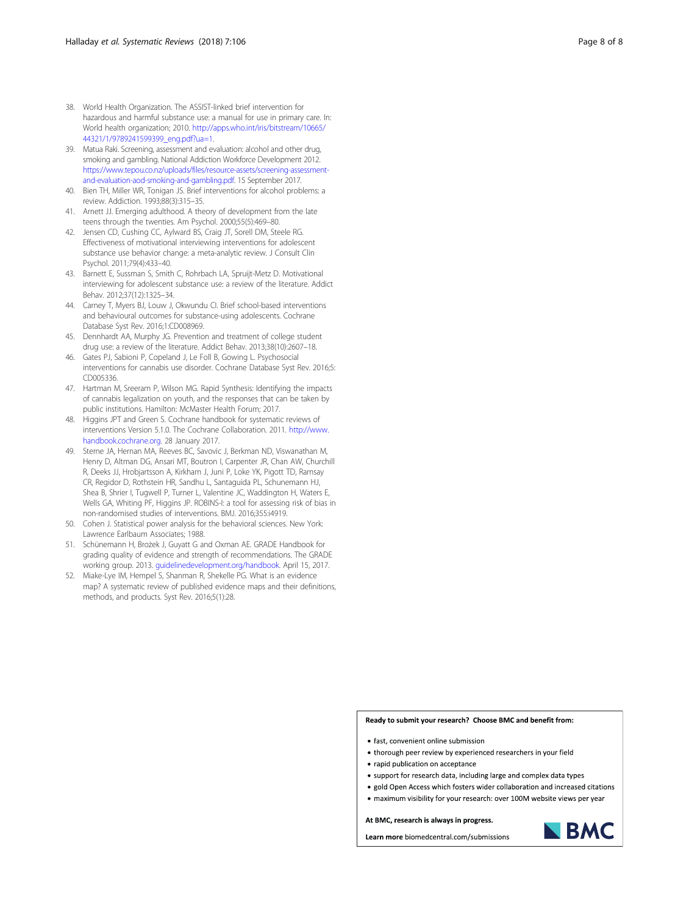38. World Health Organization. The ASSIST-linked brief intervention for hazardous and harmful substance use: a manual for use in primary care. In: World health organization; 2010. http://apps.who.int/iris/bitstream/10665/44321/1/9789241599399_eng.pdf?ua=1.
39. Matua Raki. Screening, assessment and evaluation: alcohol and other drug, smoking and gambling. National Addiction Workforce Development 2012. https://www.tepou.co.nz/uploads/files/resource-assets/screening-assessment-and-evaluation-aod-smoking-and-gambling.pdf. 15 September 2017.
40. Bien TH, Miller WR, Tonigan JS. Brief interventions for alcohol problems: a review. Addiction. 1993;88(3):315–35.
41. Arnett JJ. Emerging adulthood. A theory of development from the late teens through the twenties. Am Psychol. 2000;55(5):469–80.
42. Jensen CD, Cushing CC, Aylward BS, Craig JT, Sorell DM, Steele RG. Effectiveness of motivational interviewing interventions for adolescent substance use behavior change: a meta-analytic review. J Consult Clin Psychol. 2011;79(4):433–40.
43. Barnett E, Sussman S, Smith C, Rohrbach LA, Spruijt-Metz D. Motivational interviewing for adolescent substance use: a review of the literature. Addict Behav. 2012;37(12):1325–34.
44. Carney T, Myers BJ, Louw J, Okwundu CI. Brief school-based interventions and behavioural outcomes for substance-using adolescents. Cochrane Database Syst Rev. 2016;1:CD008969.
45. Dennhardt AA, Murphy JG. Prevention and treatment of college student drug use: a review of the literature. Addict Behav. 2013;38(10):2607–18.
46. Gates PJ, Sabioni P, Copeland J, Le Foll B, Gowing L. Psychosocial interventions for cannabis use disorder. Cochrane Database Syst Rev. 2016;5:CD005336.
47. Hartman M, Sreeram P, Wilson MG. Rapid Synthesis: Identifying the impacts of cannabis legalization on youth, and the responses that can be taken by public institutions. Hamilton: McMaster Health Forum; 2017.
48. Higgins JPT and Green S. Cochrane handbook for systematic reviews of interventions Version 5.1.0. The Cochrane Collaboration. 2011. http://www.handbook.cochrane.org. 28 January 2017.
49. Sterne JA, Hernan MA, Reeves BC, Savovic J, Berkman ND, Viswanathan M, Henry D, Altman DG, Ansari MT, Boutron I, Carpenter JR, Chan AW, Churchill R, Deeks JJ, Hrobjartsson A, Kirkham J, Juni P, Loke YK, Pigott TD, Ramsay CR, Regidor D, Rothstein HR, Sandhu L, Santaguida PL, Schunemann HJ, Shea B, Shrier I, Tugwell P, Turner L, Valentine JC, Waddington H, Waters E, Wells GA, Whiting PF, Higgins JP. ROBINS-I: a tool for assessing risk of bias in non-randomised studies of interventions. BMJ. 2016;355:i4919.
50. Cohen J. Statistical power analysis for the behavioral sciences. New York: Lawrence Earlbaum Associates; 1988.
51. Schünemann H, Brożek J, Guyatt G and Oxman AE. GRADE Handbook for grading quality of evidence and strength of recommendations. The GRADE working group. 2013. guidelinedevelopment.org/handbook. April 15, 2017.
52. Miake-Lye IM, Hempel S, Shanman R, Shekelle PG. What is an evidence map? A systematic review of published evidence maps and their definitions, methods, and products. Syst Rev. 2016;5(1):28.

**Ready to submit your research? Choose BMC and benefit from:**

- fast, convenient online submission
- thorough peer review by experienced researchers in your field
- rapid publication on acceptance
- support for research data, including large and complex data types
- gold Open Access which fosters wider collaboration and increased citations
- maximum visibility for your research: over 100M website views per year

**At BMC, research is always in progress.**

**Learn more** biomedcentral.com/submissions

BMC